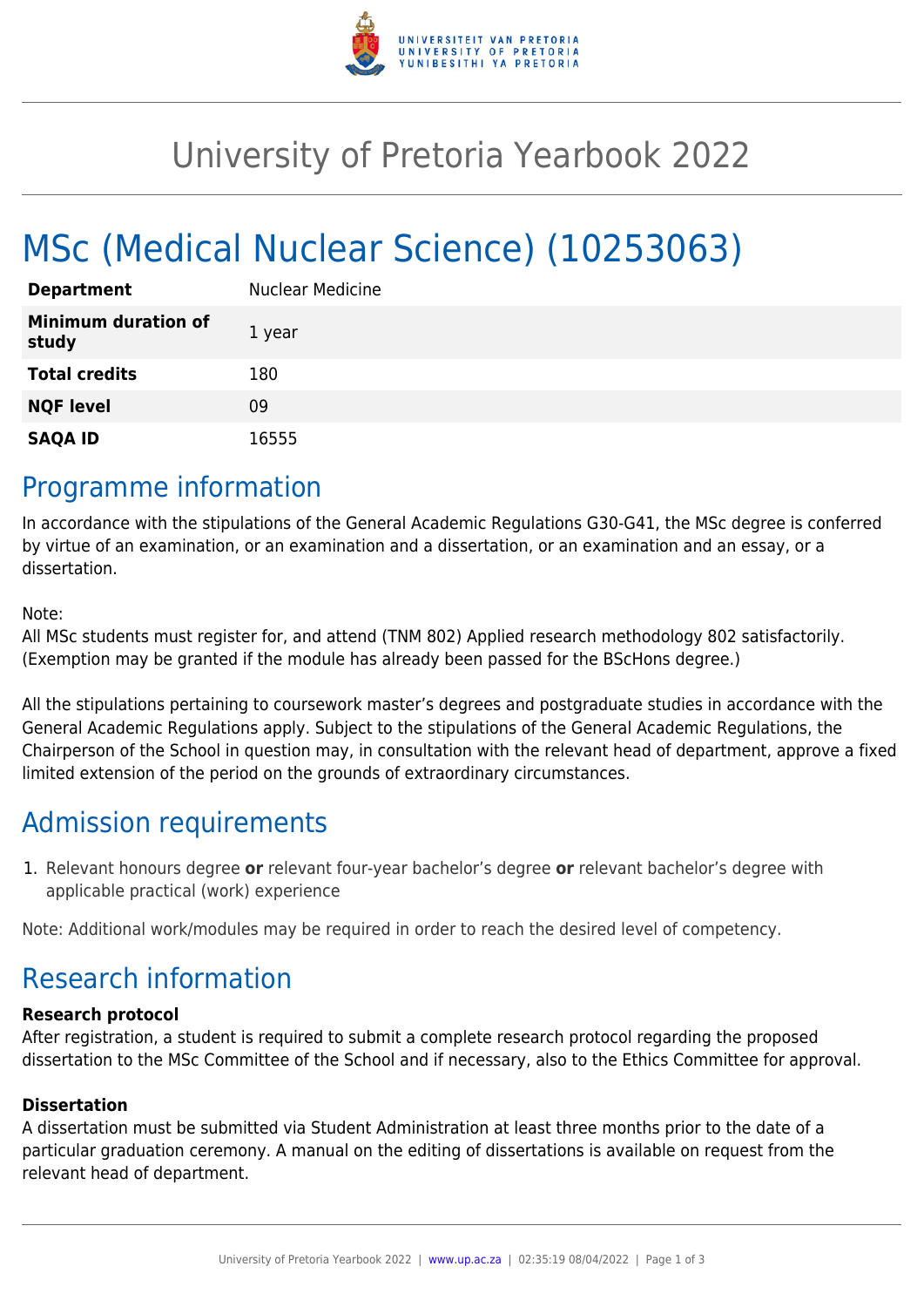# University of Pretoria Yearbook 2022

# MSc (Medical Nuclear Science) (10253063)

| | |
|---|---|
| **Department** | Nuclear Medicine |
| **Minimum duration of study** | 1 year |
| **Total credits** | 180 |
| **NQF level** | 09 |
| **SAQA ID** | 16555 |

## Programme information

In accordance with the stipulations of the General Academic Regulations G30-G41, the MSc degree is conferred by virtue of an examination, or an examination and a dissertation, or an examination and an essay, or a dissertation.

Note:
All MSc students must register for, and attend (TNM 802) Applied research methodology 802 satisfactorily. (Exemption may be granted if the module has already been passed for the BScHons degree.)

All the stipulations pertaining to coursework master's degrees and postgraduate studies in accordance with the General Academic Regulations apply. Subject to the stipulations of the General Academic Regulations, the Chairperson of the School in question may, in consultation with the relevant head of department, approve a fixed limited extension of the period on the grounds of extraordinary circumstances.

## Admission requirements

1. Relevant honours degree **or** relevant four-year bachelor's degree **or** relevant bachelor's degree with applicable practical (work) experience

Note: Additional work/modules may be required in order to reach the desired level of competency.

## Research information

**Research protocol**
After registration, a student is required to submit a complete research protocol regarding the proposed dissertation to the MSc Committee of the School and if necessary, also to the Ethics Committee for approval.

**Dissertation**
A dissertation must be submitted via Student Administration at least three months prior to the date of a particular graduation ceremony. A manual on the editing of dissertations is available on request from the relevant head of department.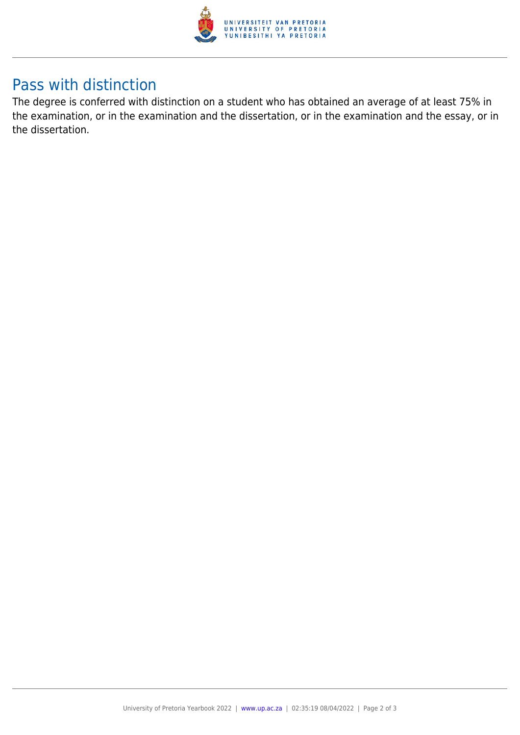## Pass with distinction

The degree is conferred with distinction on a student who has obtained an average of at least 75% in the examination, or in the examination and the dissertation, or in the examination and the essay, or in the dissertation.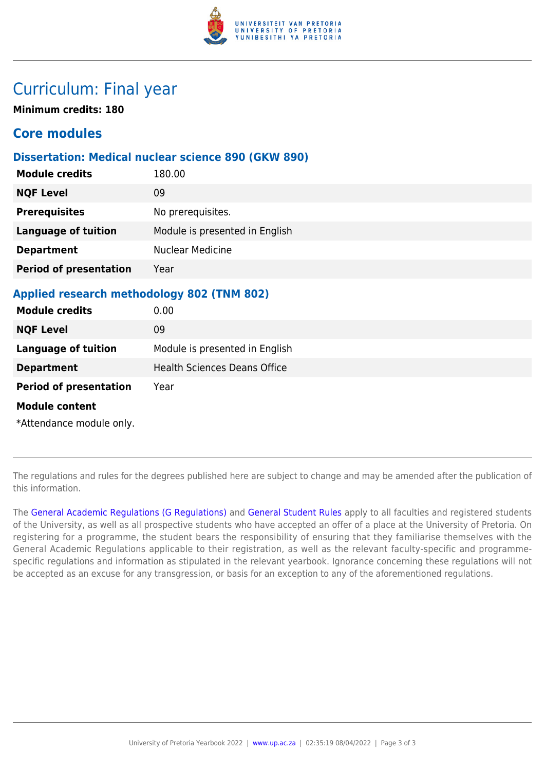# Curriculum: Final year

**Minimum credits: 180**

## Core modules

### Dissertation: Medical nuclear science 890 (GKW 890)

| | |
|---|---|
| **Module credits** | 180.00 |
| **NQF Level** | 09 |
| **Prerequisites** | No prerequisites. |
| **Language of tuition** | Module is presented in English |
| **Department** | Nuclear Medicine |
| **Period of presentation** | Year |

### Applied research methodology 802 (TNM 802)

| | |
|---|---|
| **Module credits** | 0.00 |
| **NQF Level** | 09 |
| **Language of tuition** | Module is presented in English |
| **Department** | Health Sciences Deans Office |
| **Period of presentation** | Year |

**Module content**

*Attendance module only.

The regulations and rules for the degrees published here are subject to change and may be amended after the publication of this information.

The General Academic Regulations (G Regulations) and General Student Rules apply to all faculties and registered students of the University, as well as all prospective students who have accepted an offer of a place at the University of Pretoria. On registering for a programme, the student bears the responsibility of ensuring that they familiarise themselves with the General Academic Regulations applicable to their registration, as well as the relevant faculty-specific and programme-specific regulations and information as stipulated in the relevant yearbook. Ignorance concerning these regulations will not be accepted as an excuse for any transgression, or basis for an exception to any of the aforementioned regulations.